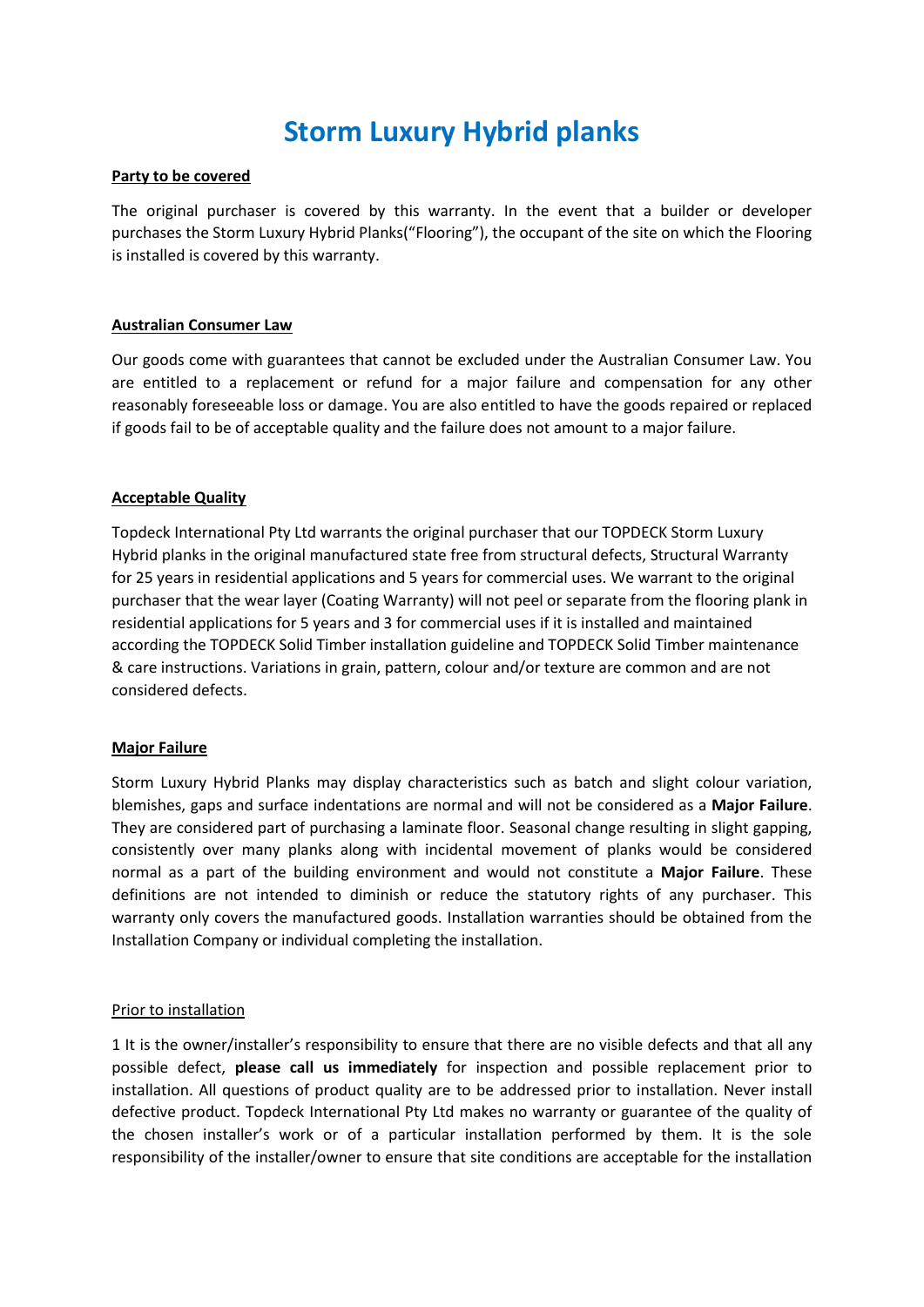# Storm Luxury Hybrid planks

**Party to be covered**

The original purchaser is covered by this warranty. In the event that a builder or developer purchases the Storm Luxury Hybrid Planks(“Flooring”), the occupant of the site on which the Flooring is installed is covered by this warranty.

**Australian Consumer Law**

Our goods come with guarantees that cannot be excluded under the Australian Consumer Law. You are entitled to a replacement or refund for a major failure and compensation for any other reasonably foreseeable loss or damage. You are also entitled to have the goods repaired or replaced if goods fail to be of acceptable quality and the failure does not amount to a major failure.

**Acceptable Quality**

Topdeck International Pty Ltd warrants the original purchaser that our TOPDECK Storm Luxury Hybrid planks in the original manufactured state free from structural defects, Structural Warranty for 25 years in residential applications and 5 years for commercial uses. We warrant to the original purchaser that the wear layer (Coating Warranty) will not peel or separate from the flooring plank in residential applications for 5 years and 3 for commercial uses if it is installed and maintained according the TOPDECK Solid Timber installation guideline and TOPDECK Solid Timber maintenance & care instructions. Variations in grain, pattern, colour and/or texture are common and are not considered defects.

**Major Failure**

Storm Luxury Hybrid Planks may display characteristics such as batch and slight colour variation, blemishes, gaps and surface indentations are normal and will not be considered as a **Major Failure**. They are considered part of purchasing a laminate floor. Seasonal change resulting in slight gapping, consistently over many planks along with incidental movement of planks would be considered normal as a part of the building environment and would not constitute a **Major Failure**. These definitions are not intended to diminish or reduce the statutory rights of any purchaser. This warranty only covers the manufactured goods. Installation warranties should be obtained from the Installation Company or individual completing the installation.

Prior to installation

1 It is the owner/installer’s responsibility to ensure that there are no visible defects and that all any possible defect, **please call us immediately** for inspection and possible replacement prior to installation. All questions of product quality are to be addressed prior to installation. Never install defective product. Topdeck International Pty Ltd makes no warranty or guarantee of the quality of the chosen installer’s work or of a particular installation performed by them. It is the sole responsibility of the installer/owner to ensure that site conditions are acceptable for the installation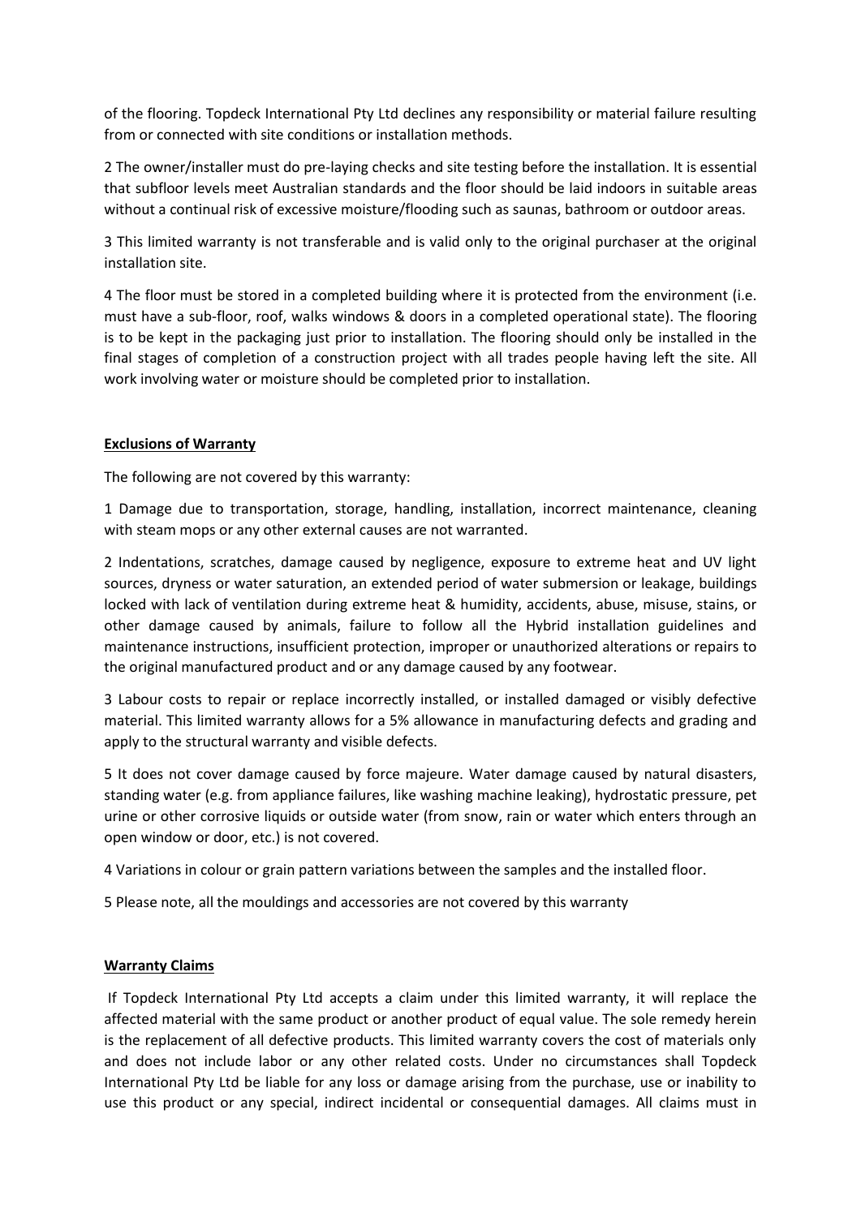of the flooring. Topdeck International Pty Ltd declines any responsibility or material failure resulting from or connected with site conditions or installation methods.

2 The owner/installer must do pre-laying checks and site testing before the installation. It is essential that subfloor levels meet Australian standards and the floor should be laid indoors in suitable areas without a continual risk of excessive moisture/flooding such as saunas, bathroom or outdoor areas.

3 This limited warranty is not transferable and is valid only to the original purchaser at the original installation site.

4 The floor must be stored in a completed building where it is protected from the environment (i.e. must have a sub-floor, roof, walks windows & doors in a completed operational state). The flooring is to be kept in the packaging just prior to installation. The flooring should only be installed in the final stages of completion of a construction project with all trades people having left the site. All work involving water or moisture should be completed prior to installation.

**Exclusions of Warranty**

The following are not covered by this warranty:

1 Damage due to transportation, storage, handling, installation, incorrect maintenance, cleaning with steam mops or any other external causes are not warranted.

2 Indentations, scratches, damage caused by negligence, exposure to extreme heat and UV light sources, dryness or water saturation, an extended period of water submersion or leakage, buildings locked with lack of ventilation during extreme heat & humidity, accidents, abuse, misuse, stains, or other damage caused by animals, failure to follow all the Hybrid installation guidelines and maintenance instructions, insufficient protection, improper or unauthorized alterations or repairs to the original manufactured product and or any damage caused by any footwear.

3 Labour costs to repair or replace incorrectly installed, or installed damaged or visibly defective material. This limited warranty allows for a 5% allowance in manufacturing defects and grading and apply to the structural warranty and visible defects.

5 It does not cover damage caused by force majeure. Water damage caused by natural disasters, standing water (e.g. from appliance failures, like washing machine leaking), hydrostatic pressure, pet urine or other corrosive liquids or outside water (from snow, rain or water which enters through an open window or door, etc.) is not covered.

4 Variations in colour or grain pattern variations between the samples and the installed floor.

5 Please note, all the mouldings and accessories are not covered by this warranty

**Warranty Claims**

If Topdeck International Pty Ltd accepts a claim under this limited warranty, it will replace the affected material with the same product or another product of equal value. The sole remedy herein is the replacement of all defective products. This limited warranty covers the cost of materials only and does not include labor or any other related costs. Under no circumstances shall Topdeck International Pty Ltd be liable for any loss or damage arising from the purchase, use or inability to use this product or any special, indirect incidental or consequential damages. All claims must in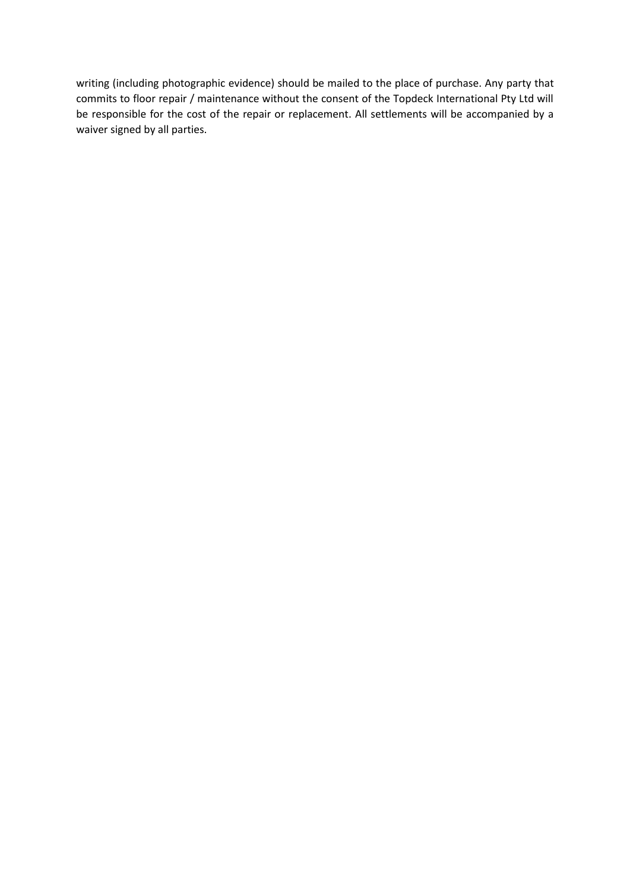writing (including photographic evidence) should be mailed to the place of purchase. Any party that commits to floor repair / maintenance without the consent of the Topdeck International Pty Ltd will be responsible for the cost of the repair or replacement. All settlements will be accompanied by a waiver signed by all parties.